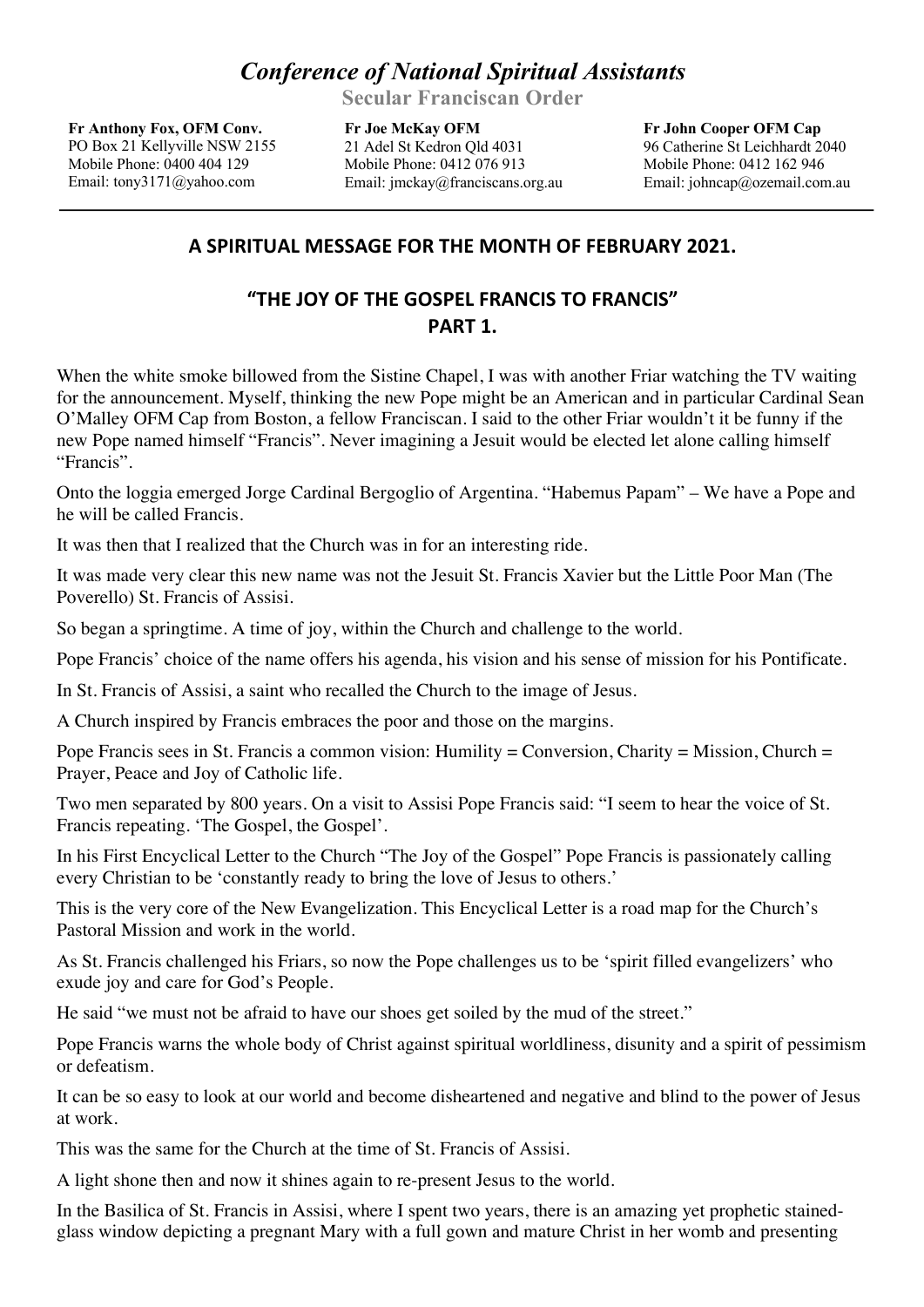# *Conference of National Spiritual Assistants*

**Secular Franciscan Order**

**Fr Anthony Fox, OFM Conv.**
PO Box 21 Kellyville NSW 2155
Mobile Phone: 0400 404 129
Email: tony3171@yahoo.com

**Fr Joe McKay OFM**
21 Adel St Kedron Qld 4031
Mobile Phone: 0412 076 913
Email: jmckay@franciscans.org.au

**Fr John Cooper OFM Cap**
96 Catherine St Leichhardt 2040
Mobile Phone: 0412 162 946
Email: johncap@ozemail.com.au

---

## A SPIRITUAL MESSAGE FOR THE MONTH OF FEBRUARY 2021.

## "THE JOY OF THE GOSPEL FRANCIS TO FRANCIS" PART 1.

When the white smoke billowed from the Sistine Chapel, I was with another Friar watching the TV waiting for the announcement. Myself, thinking the new Pope might be an American and in particular Cardinal Sean O'Malley OFM Cap from Boston, a fellow Franciscan. I said to the other Friar wouldn't it be funny if the new Pope named himself "Francis". Never imagining a Jesuit would be elected let alone calling himself "Francis".

Onto the loggia emerged Jorge Cardinal Bergoglio of Argentina. "Habemus Papam" – We have a Pope and he will be called Francis.

It was then that I realized that the Church was in for an interesting ride.

It was made very clear this new name was not the Jesuit St. Francis Xavier but the Little Poor Man (The Poverello) St. Francis of Assisi.

So began a springtime. A time of joy, within the Church and challenge to the world.

Pope Francis' choice of the name offers his agenda, his vision and his sense of mission for his Pontificate.

In St. Francis of Assisi, a saint who recalled the Church to the image of Jesus.

A Church inspired by Francis embraces the poor and those on the margins.

Pope Francis sees in St. Francis a common vision: Humility = Conversion, Charity = Mission, Church = Prayer, Peace and Joy of Catholic life.

Two men separated by 800 years. On a visit to Assisi Pope Francis said: "I seem to hear the voice of St. Francis repeating. 'The Gospel, the Gospel'.

In his First Encyclical Letter to the Church "The Joy of the Gospel" Pope Francis is passionately calling every Christian to be 'constantly ready to bring the love of Jesus to others.'

This is the very core of the New Evangelization. This Encyclical Letter is a road map for the Church's Pastoral Mission and work in the world.

As St. Francis challenged his Friars, so now the Pope challenges us to be 'spirit filled evangelizers' who exude joy and care for God's People.

He said "we must not be afraid to have our shoes get soiled by the mud of the street."

Pope Francis warns the whole body of Christ against spiritual worldliness, disunity and a spirit of pessimism or defeatism.

It can be so easy to look at our world and become disheartened and negative and blind to the power of Jesus at work.

This was the same for the Church at the time of St. Francis of Assisi.

A light shone then and now it shines again to re-present Jesus to the world.

In the Basilica of St. Francis in Assisi, where I spent two years, there is an amazing yet prophetic stained-glass window depicting a pregnant Mary with a full gown and mature Christ in her womb and presenting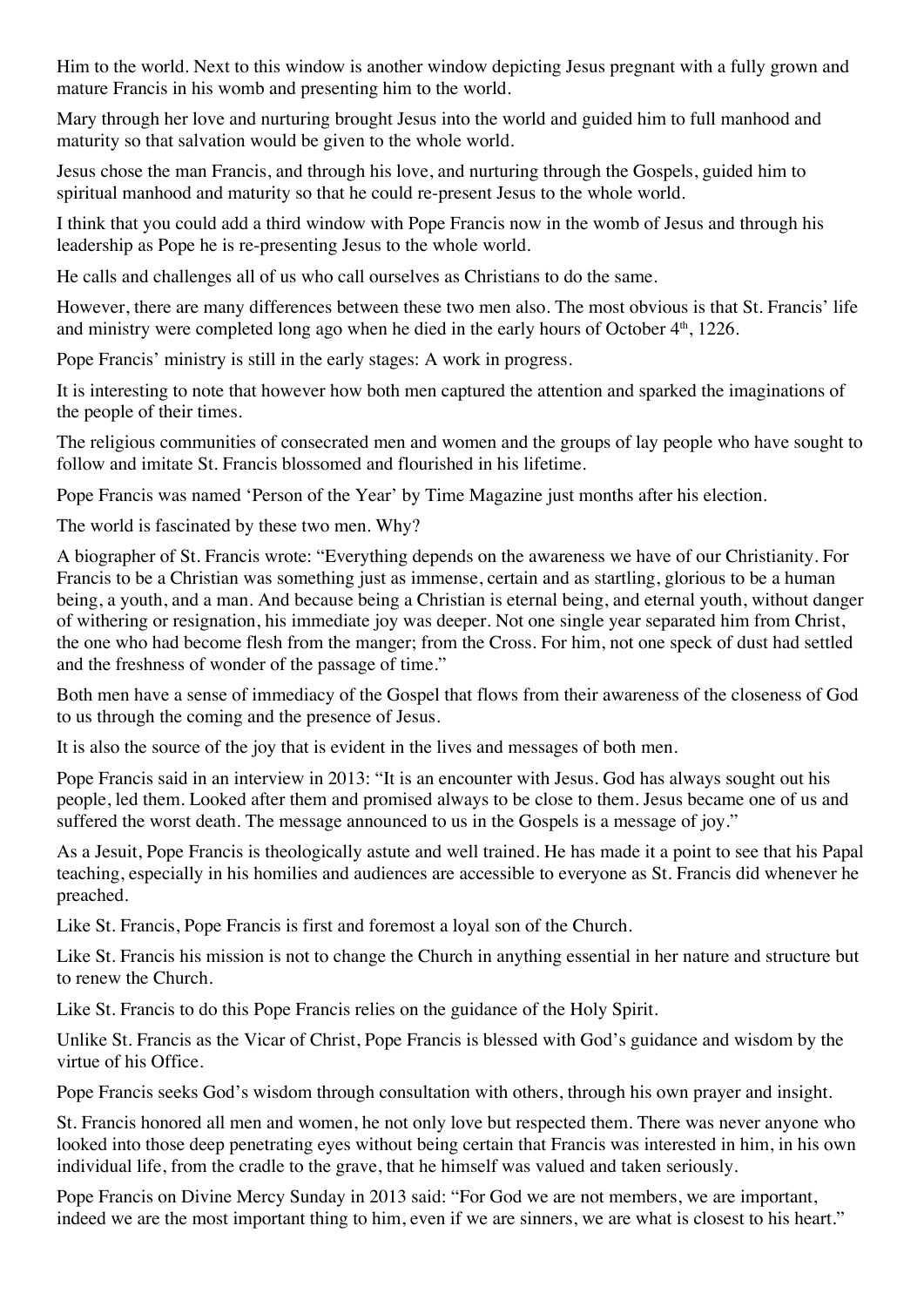Him to the world. Next to this window is another window depicting Jesus pregnant with a fully grown and mature Francis in his womb and presenting him to the world.

Mary through her love and nurturing brought Jesus into the world and guided him to full manhood and maturity so that salvation would be given to the whole world.

Jesus chose the man Francis, and through his love, and nurturing through the Gospels, guided him to spiritual manhood and maturity so that he could re-present Jesus to the whole world.

I think that you could add a third window with Pope Francis now in the womb of Jesus and through his leadership as Pope he is re-presenting Jesus to the whole world.

He calls and challenges all of us who call ourselves as Christians to do the same.

However, there are many differences between these two men also. The most obvious is that St. Francis' life and ministry were completed long ago when he died in the early hours of October 4th, 1226.

Pope Francis' ministry is still in the early stages: A work in progress.

It is interesting to note that however how both men captured the attention and sparked the imaginations of the people of their times.

The religious communities of consecrated men and women and the groups of lay people who have sought to follow and imitate St. Francis blossomed and flourished in his lifetime.

Pope Francis was named 'Person of the Year' by Time Magazine just months after his election.

The world is fascinated by these two men. Why?

A biographer of St. Francis wrote: "Everything depends on the awareness we have of our Christianity. For Francis to be a Christian was something just as immense, certain and as startling, glorious to be a human being, a youth, and a man. And because being a Christian is eternal being, and eternal youth, without danger of withering or resignation, his immediate joy was deeper. Not one single year separated him from Christ, the one who had become flesh from the manger; from the Cross. For him, not one speck of dust had settled and the freshness of wonder of the passage of time."

Both men have a sense of immediacy of the Gospel that flows from their awareness of the closeness of God to us through the coming and the presence of Jesus.

It is also the source of the joy that is evident in the lives and messages of both men.

Pope Francis said in an interview in 2013: "It is an encounter with Jesus. God has always sought out his people, led them. Looked after them and promised always to be close to them. Jesus became one of us and suffered the worst death. The message announced to us in the Gospels is a message of joy."

As a Jesuit, Pope Francis is theologically astute and well trained. He has made it a point to see that his Papal teaching, especially in his homilies and audiences are accessible to everyone as St. Francis did whenever he preached.

Like St. Francis, Pope Francis is first and foremost a loyal son of the Church.

Like St. Francis his mission is not to change the Church in anything essential in her nature and structure but to renew the Church.

Like St. Francis to do this Pope Francis relies on the guidance of the Holy Spirit.

Unlike St. Francis as the Vicar of Christ, Pope Francis is blessed with God's guidance and wisdom by the virtue of his Office.

Pope Francis seeks God's wisdom through consultation with others, through his own prayer and insight.

St. Francis honored all men and women, he not only love but respected them. There was never anyone who looked into those deep penetrating eyes without being certain that Francis was interested in him, in his own individual life, from the cradle to the grave, that he himself was valued and taken seriously.

Pope Francis on Divine Mercy Sunday in 2013 said: "For God we are not members, we are important, indeed we are the most important thing to him, even if we are sinners, we are what is closest to his heart."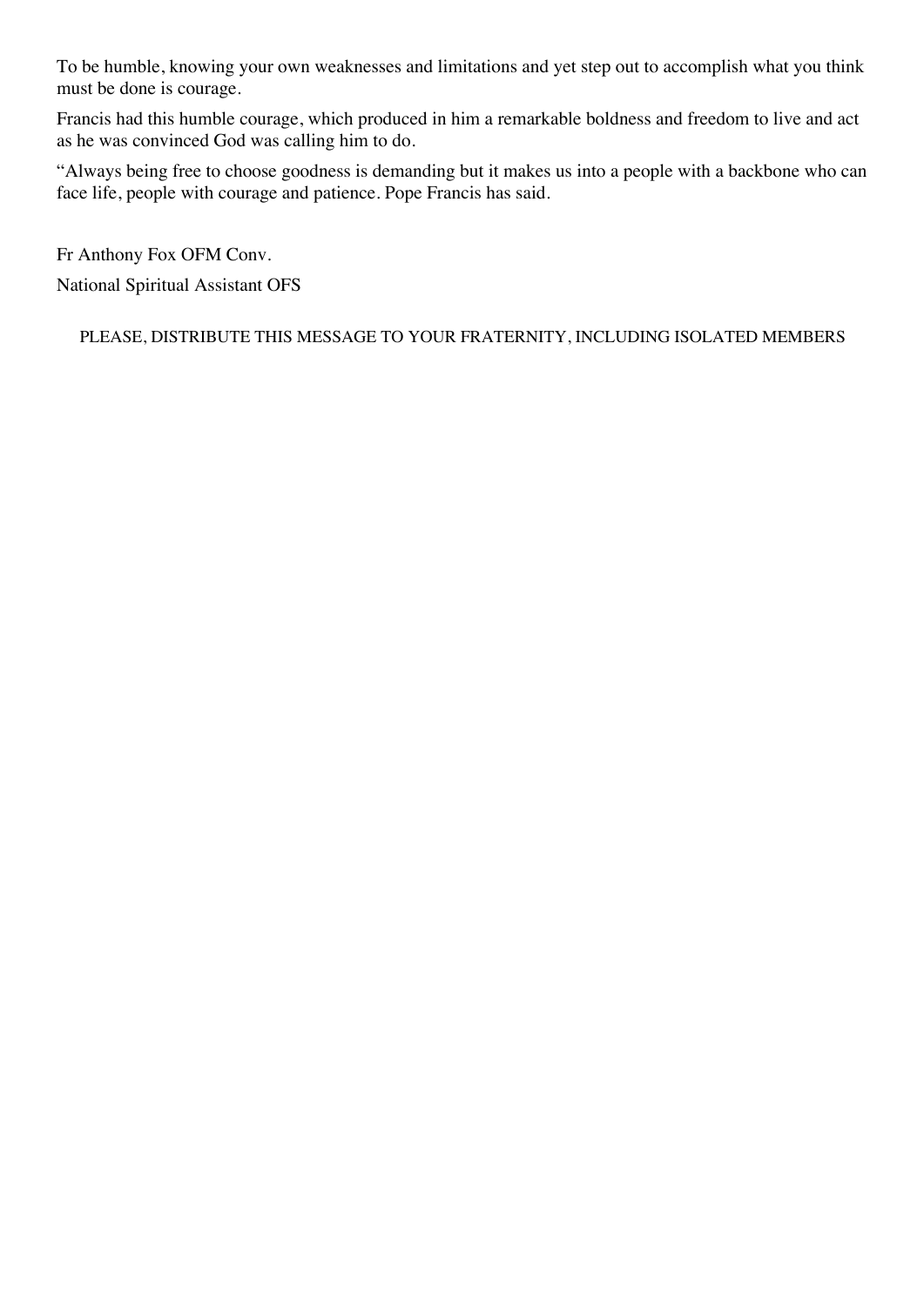To be humble, knowing your own weaknesses and limitations and yet step out to accomplish what you think must be done is courage.

Francis had this humble courage, which produced in him a remarkable boldness and freedom to live and act as he was convinced God was calling him to do.

"Always being free to choose goodness is demanding but it makes us into a people with a backbone who can face life, people with courage and patience. Pope Francis has said.

Fr Anthony Fox OFM Conv.

National Spiritual Assistant OFS

PLEASE, DISTRIBUTE THIS MESSAGE TO YOUR FRATERNITY, INCLUDING ISOLATED MEMBERS